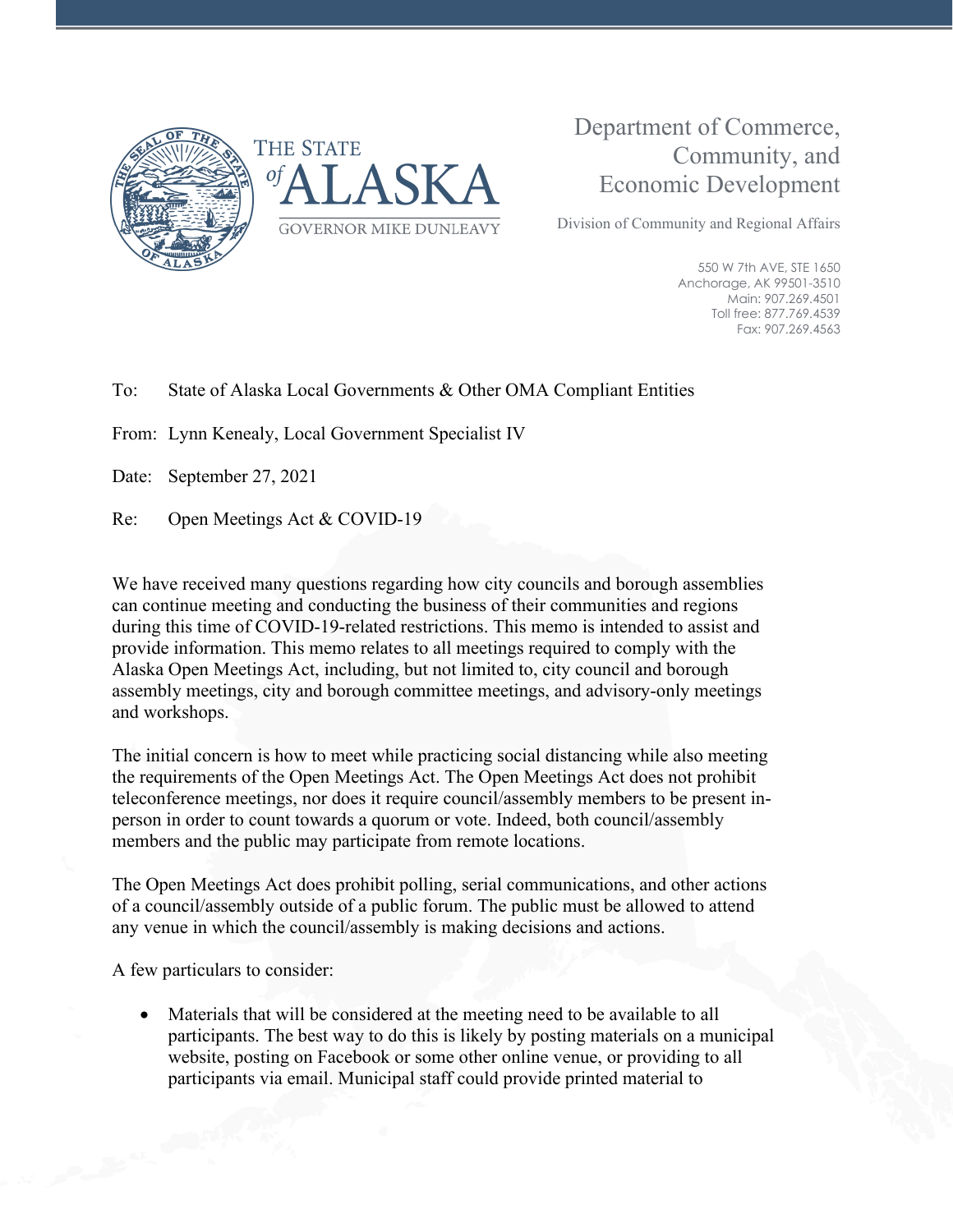THE STATE *of* ALASKA

GOVERNOR MIKE DUNLEAVY

Department of Commerce, Community, and Economic Development

Division of Community and Regional Affairs

550 W 7th AVE, STE 1650
Anchorage, AK 99501-3510
Main: 907.269.4501
Toll free: 877.769.4539
Fax: 907.269.4563

To: State of Alaska Local Governments & Other OMA Compliant Entities

From: Lynn Kenealy, Local Government Specialist IV

Date: September 27, 2021

Re: Open Meetings Act & COVID-19

We have received many questions regarding how city councils and borough assemblies can continue meeting and conducting the business of their communities and regions during this time of COVID-19-related restrictions. This memo is intended to assist and provide information. This memo relates to all meetings required to comply with the Alaska Open Meetings Act, including, but not limited to, city council and borough assembly meetings, city and borough committee meetings, and advisory-only meetings and workshops.

The initial concern is how to meet while practicing social distancing while also meeting the requirements of the Open Meetings Act. The Open Meetings Act does not prohibit teleconference meetings, nor does it require council/assembly members to be present in-person in order to count towards a quorum or vote. Indeed, both council/assembly members and the public may participate from remote locations.

The Open Meetings Act does prohibit polling, serial communications, and other actions of a council/assembly outside of a public forum. The public must be allowed to attend any venue in which the council/assembly is making decisions and actions.

A few particulars to consider:

- Materials that will be considered at the meeting need to be available to all participants. The best way to do this is likely by posting materials on a municipal website, posting on Facebook or some other online venue, or providing to all participants via email. Municipal staff could provide printed material to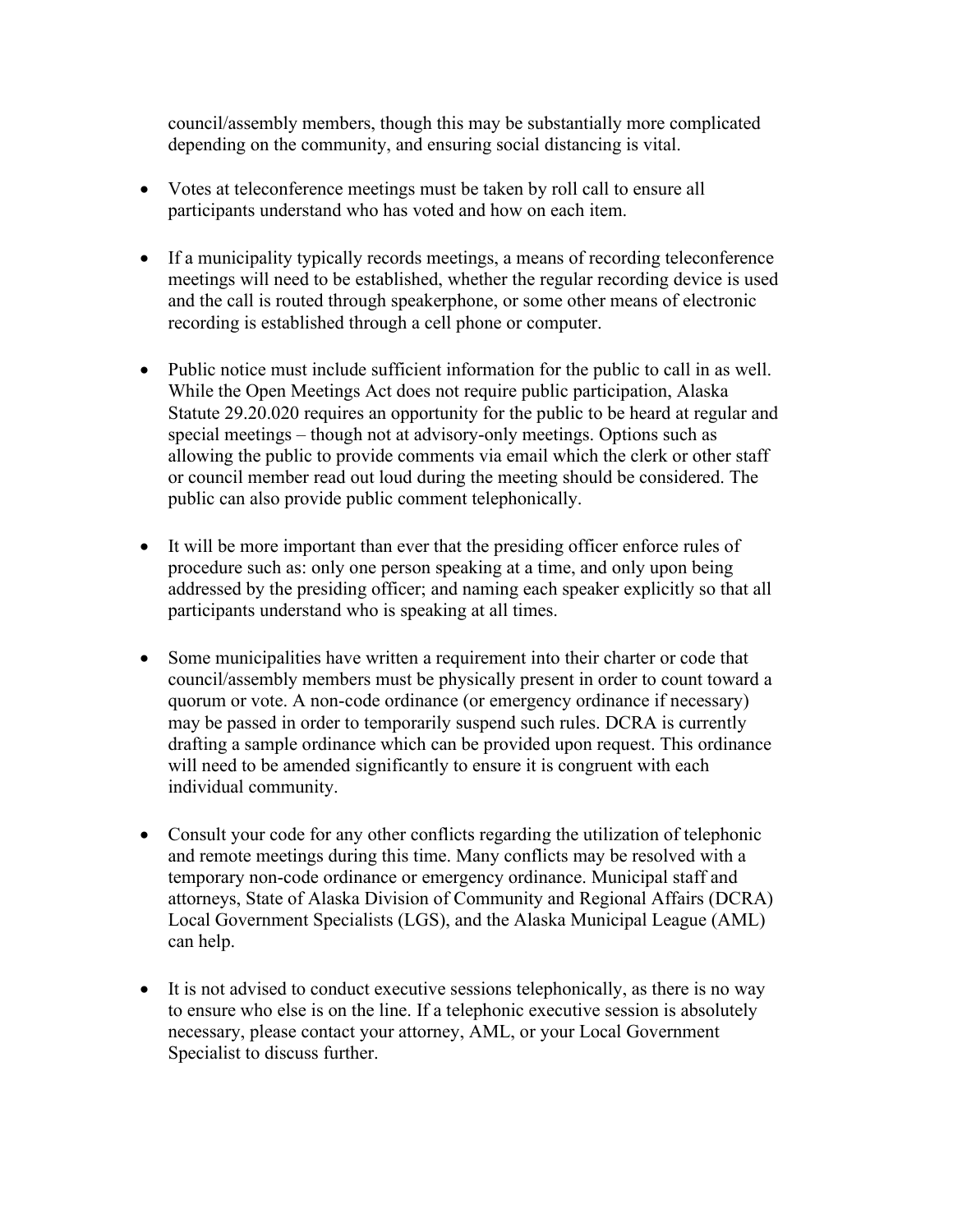council/assembly members, though this may be substantially more complicated depending on the community, and ensuring social distancing is vital.

- Votes at teleconference meetings must be taken by roll call to ensure all participants understand who has voted and how on each item.

- If a municipality typically records meetings, a means of recording teleconference meetings will need to be established, whether the regular recording device is used and the call is routed through speakerphone, or some other means of electronic recording is established through a cell phone or computer.

- Public notice must include sufficient information for the public to call in as well. While the Open Meetings Act does not require public participation, Alaska Statute 29.20.020 requires an opportunity for the public to be heard at regular and special meetings – though not at advisory-only meetings. Options such as allowing the public to provide comments via email which the clerk or other staff or council member read out loud during the meeting should be considered. The public can also provide public comment telephonically.

- It will be more important than ever that the presiding officer enforce rules of procedure such as: only one person speaking at a time, and only upon being addressed by the presiding officer; and naming each speaker explicitly so that all participants understand who is speaking at all times.

- Some municipalities have written a requirement into their charter or code that council/assembly members must be physically present in order to count toward a quorum or vote. A non-code ordinance (or emergency ordinance if necessary) may be passed in order to temporarily suspend such rules. DCRA is currently drafting a sample ordinance which can be provided upon request. This ordinance will need to be amended significantly to ensure it is congruent with each individual community.

- Consult your code for any other conflicts regarding the utilization of telephonic and remote meetings during this time. Many conflicts may be resolved with a temporary non-code ordinance or emergency ordinance. Municipal staff and attorneys, State of Alaska Division of Community and Regional Affairs (DCRA) Local Government Specialists (LGS), and the Alaska Municipal League (AML) can help.

- It is not advised to conduct executive sessions telephonically, as there is no way to ensure who else is on the line. If a telephonic executive session is absolutely necessary, please contact your attorney, AML, or your Local Government Specialist to discuss further.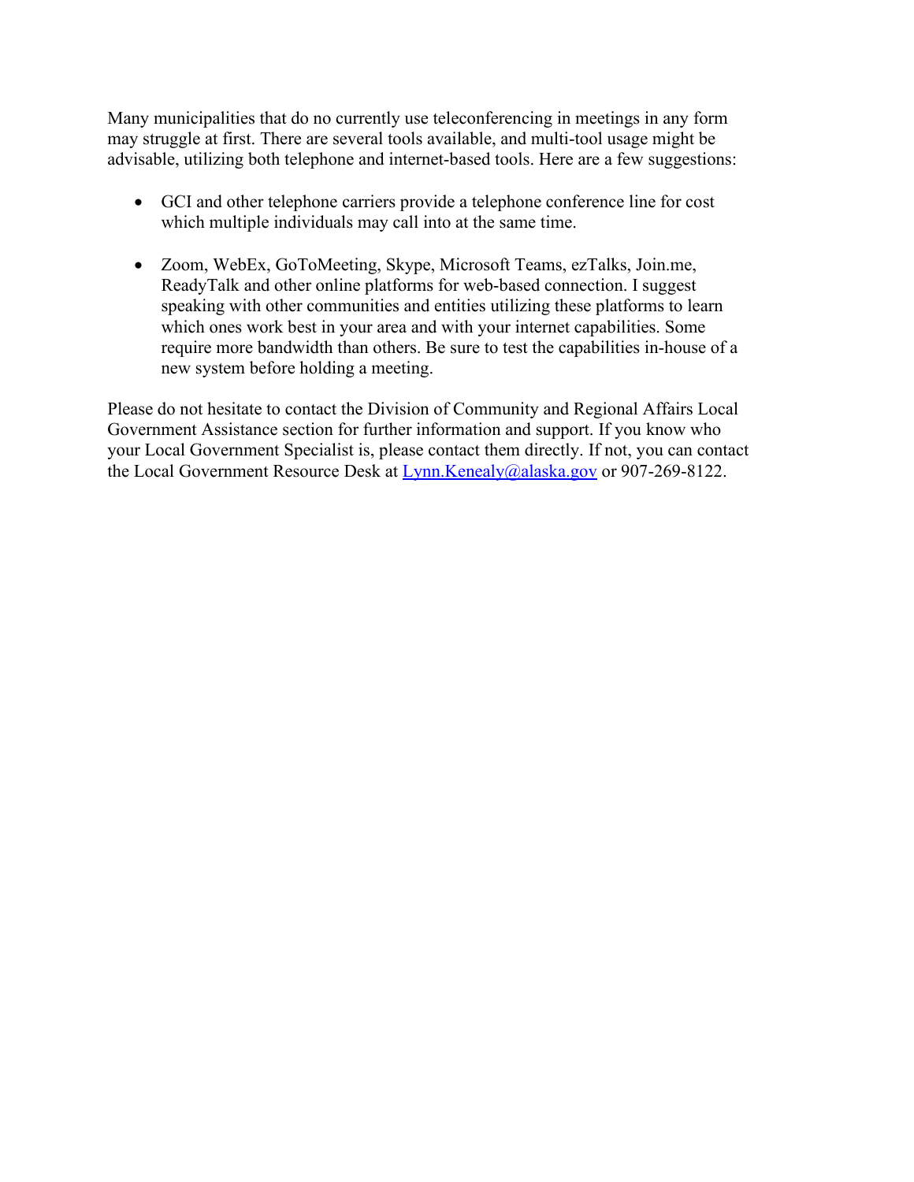Many municipalities that do no currently use teleconferencing in meetings in any form may struggle at first. There are several tools available, and multi-tool usage might be advisable, utilizing both telephone and internet-based tools. Here are a few suggestions:

- GCI and other telephone carriers provide a telephone conference line for cost which multiple individuals may call into at the same time.

- Zoom, WebEx, GoToMeeting, Skype, Microsoft Teams, ezTalks, Join.me, ReadyTalk and other online platforms for web-based connection. I suggest speaking with other communities and entities utilizing these platforms to learn which ones work best in your area and with your internet capabilities. Some require more bandwidth than others. Be sure to test the capabilities in-house of a new system before holding a meeting.

Please do not hesitate to contact the Division of Community and Regional Affairs Local Government Assistance section for further information and support. If you know who your Local Government Specialist is, please contact them directly. If not, you can contact the Local Government Resource Desk at Lynn.Kenealy@alaska.gov or 907-269-8122.